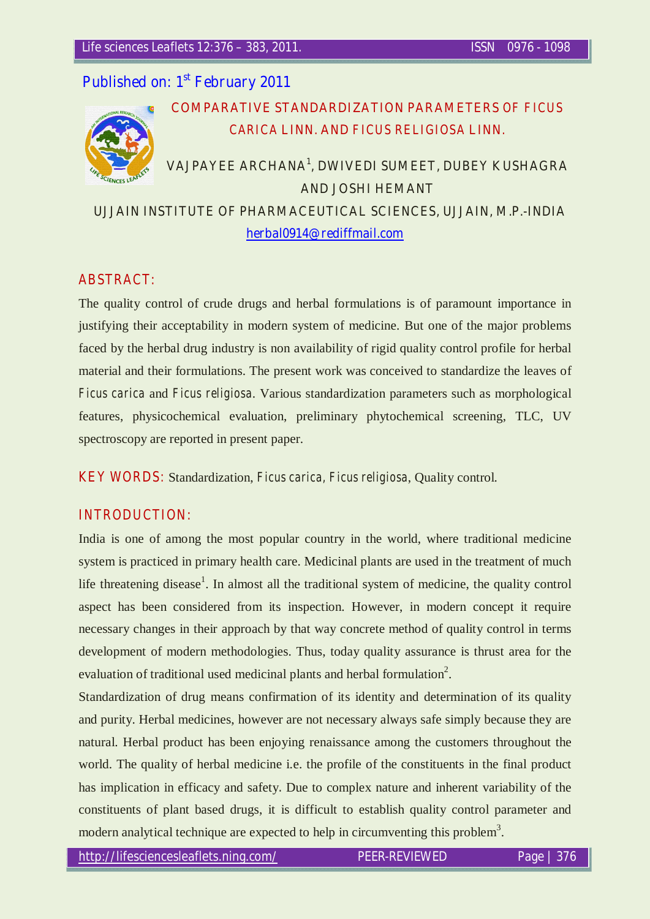Published on: 1st February 2011

# COMPARATIVE STANDARDIZATION PARAMETERS OF FICUS CARICA LINN. AND FICUS RELIGIOSA LINN.

VAJPAYEE ARCHANA[1], DWIVEDI SUMEET, DUBEY KUSHAGRA AND JOSHI HEMANT

UJJAIN INSTITUTE OF PHARMACEUTICAL SCIENCES, UJJAIN, M.P.-INDIA

herbal0914@rediffmail.com

## ABSTRACT:

The quality control of crude drugs and herbal formulations is of paramount importance in justifying their acceptability in modern system of medicine. But one of the major problems faced by the herbal drug industry is non availability of rigid quality control profile for herbal material and their formulations. The present work was conceived to standardize the leaves of *Ficus carica* and *Ficus religiosa*. Various standardization parameters such as morphological features, physicochemical evaluation, preliminary phytochemical screening, TLC, UV spectroscopy are reported in present paper.

**KEY WORDS:** Standardization, *Ficus carica*, *Ficus religiosa*, Quality control.

## INTRODUCTION:

India is one of among the most popular country in the world, where traditional medicine system is practiced in primary health care. Medicinal plants are used in the treatment of much life threatening disease[1]. In almost all the traditional system of medicine, the quality control aspect has been considered from its inspection. However, in modern concept it require necessary changes in their approach by that way concrete method of quality control in terms development of modern methodologies. Thus, today quality assurance is thrust area for the evaluation of traditional used medicinal plants and herbal formulation[2].

Standardization of drug means confirmation of its identity and determination of its quality and purity. Herbal medicines, however are not necessary always safe simply because they are natural. Herbal product has been enjoying renaissance among the customers throughout the world. The quality of herbal medicine i.e. the profile of the constituents in the final product has implication in efficacy and safety. Due to complex nature and inherent variability of the constituents of plant based drugs, it is difficult to establish quality control parameter and modern analytical technique are expected to help in circumventing this problem[3].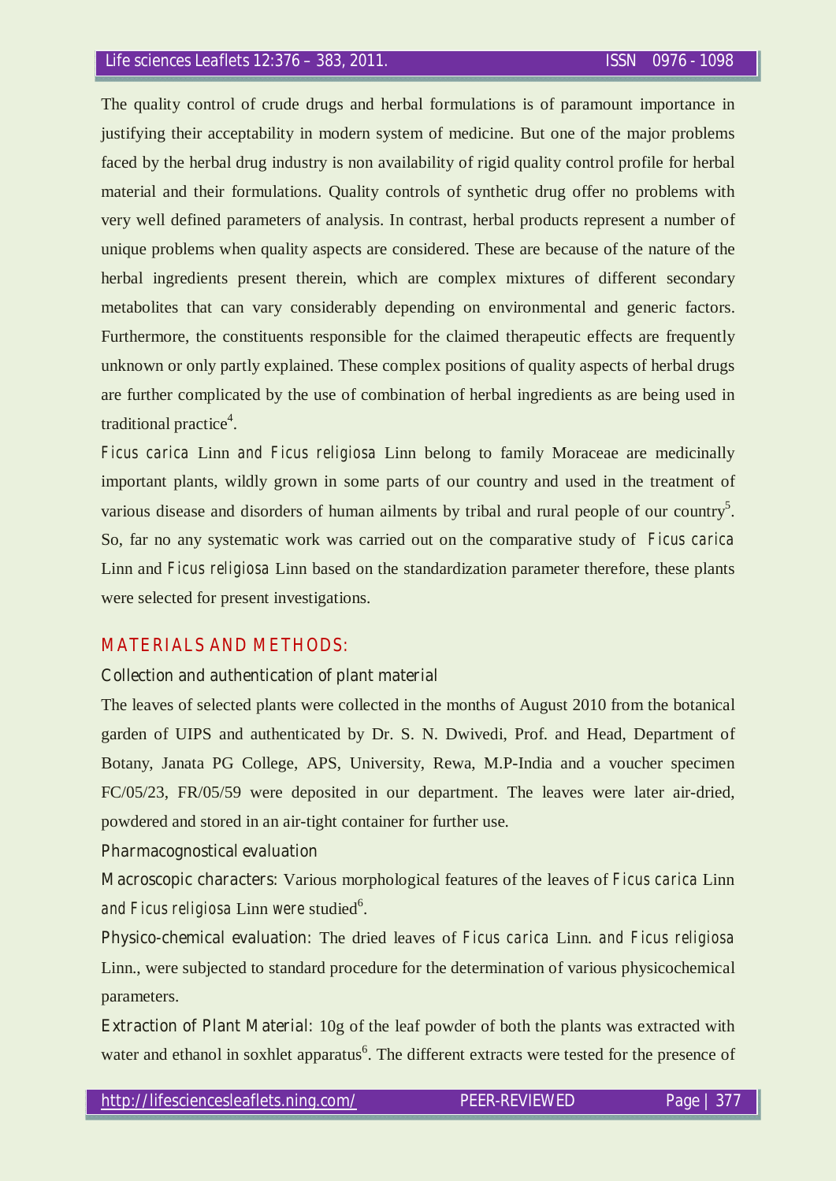The quality control of crude drugs and herbal formulations is of paramount importance in justifying their acceptability in modern system of medicine. But one of the major problems faced by the herbal drug industry is non availability of rigid quality control profile for herbal material and their formulations. Quality controls of synthetic drug offer no problems with very well defined parameters of analysis. In contrast, herbal products represent a number of unique problems when quality aspects are considered. These are because of the nature of the herbal ingredients present therein, which are complex mixtures of different secondary metabolites that can vary considerably depending on environmental and generic factors. Furthermore, the constituents responsible for the claimed therapeutic effects are frequently unknown or only partly explained. These complex positions of quality aspects of herbal drugs are further complicated by the use of combination of herbal ingredients as are being used in traditional practice[4].

*Ficus carica* Linn and *Ficus religiosa* Linn belong to family Moraceae are medicinally important plants, wildly grown in some parts of our country and used in the treatment of various disease and disorders of human ailments by tribal and rural people of our country[5]. So, far no any systematic work was carried out on the comparative study of *Ficus carica* Linn and *Ficus religiosa* Linn based on the standardization parameter therefore, these plants were selected for present investigations.

## MATERIALS AND METHODS:

### Collection and authentication of plant material

The leaves of selected plants were collected in the months of August 2010 from the botanical garden of UIPS and authenticated by Dr. S. N. Dwivedi, Prof. and Head, Department of Botany, Janata PG College, APS, University, Rewa, M.P-India and a voucher specimen FC/05/23, FR/05/59 were deposited in our department. The leaves were later air-dried, powdered and stored in an air-tight container for further use.

### Pharmacognostical evaluation

**Macroscopic characters:** Various morphological features of the leaves of *Ficus carica* Linn and *Ficus religiosa* Linn were studied[6].

**Physico-chemical evaluation:** The dried leaves of *Ficus carica* Linn. and *Ficus religiosa* Linn., were subjected to standard procedure for the determination of various physicochemical parameters.

**Extraction of Plant Material:** 10g of the leaf powder of both the plants was extracted with water and ethanol in soxhlet apparatus[6]. The different extracts were tested for the presence of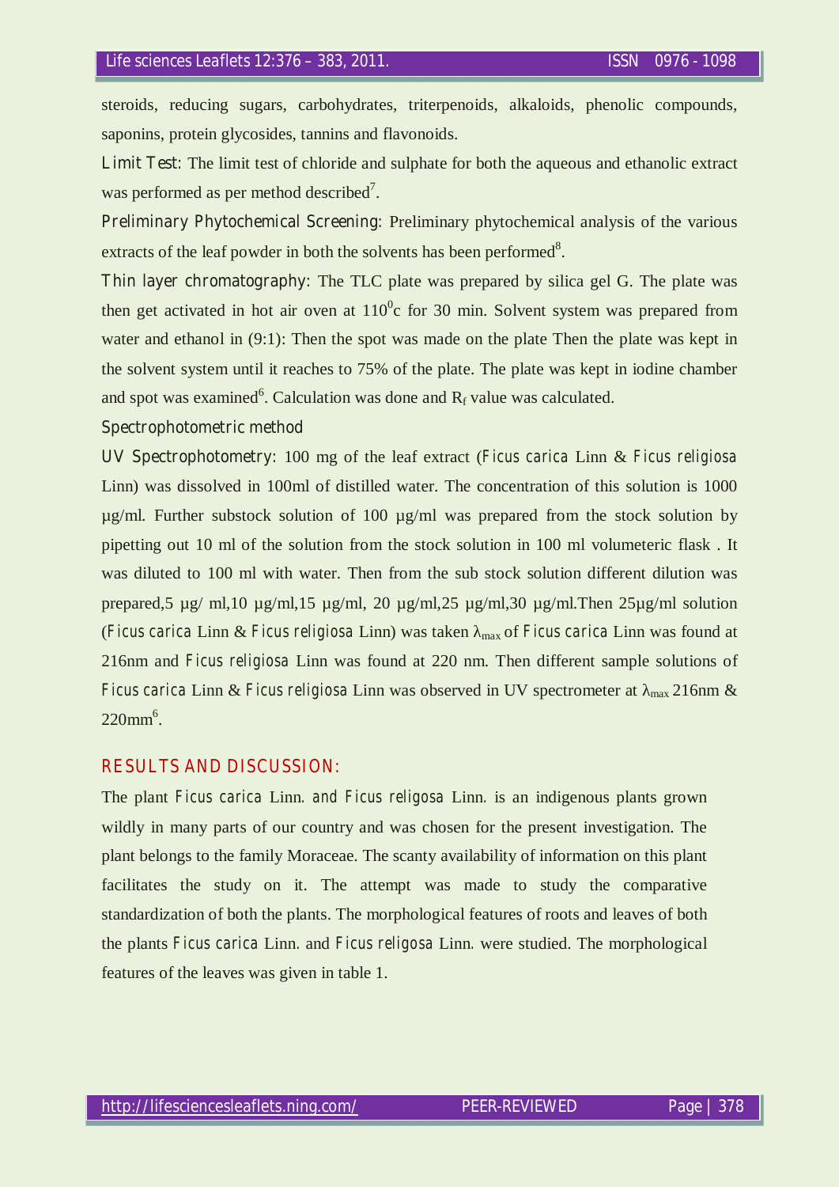steroids, reducing sugars, carbohydrates, triterpenoids, alkaloids, phenolic compounds, saponins, protein glycosides, tannins and flavonoids.

*Limit Test*: The limit test of chloride and sulphate for both the aqueous and ethanolic extract was performed as per method described[7].

*Preliminary Phytochemical Screening*: Preliminary phytochemical analysis of the various extracts of the leaf powder in both the solvents has been performed[8].

*Thin layer chromatography*: The TLC plate was prepared by silica gel G. The plate was then get activated in hot air oven at $110^0$c for 30 min. Solvent system was prepared from water and ethanol in (9:1): Then the spot was made on the plate Then the plate was kept in the solvent system until it reaches to 75% of the plate. The plate was kept in iodine chamber and spot was examined[6]. Calculation was done and $R_f$ value was calculated.

*Spectrophotometric method*

*UV Spectrophotometry*: 100 mg of the leaf extract (*Ficus carica* Linn & *Ficus religiosa* Linn) was dissolved in 100ml of distilled water. The concentration of this solution is 1000 µg/ml. Further substock solution of 100 µg/ml was prepared from the stock solution by pipetting out 10 ml of the solution from the stock solution in 100 ml volumeteric flask . It was diluted to 100 ml with water. Then from the sub stock solution different dilution was prepared,5 µg/ ml,10 µg/ml,15 µg/ml, 20 µg/ml,25 µg/ml,30 µg/ml.Then 25µg/ml solution (*Ficus carica* Linn & *Ficus religiosa* Linn) was taken $\lambda_{max}$ of *Ficus carica* Linn was found at 216nm and *Ficus religiosa* Linn was found at 220 nm. Then different sample solutions of *Ficus carica* Linn & *Ficus religiosa* Linn was observed in UV spectrometer at $\lambda_{max}$ 216nm & 220mm[6].

## RESULTS AND DISCUSSION:

The plant *Ficus carica* Linn. *and Ficus religosa* Linn. is an indigenous plants grown wildly in many parts of our country and was chosen for the present investigation. The plant belongs to the family Moraceae. The scanty availability of information on this plant facilitates the study on it. The attempt was made to study the comparative standardization of both the plants. The morphological features of roots and leaves of both the plants *Ficus carica* Linn. and *Ficus religosa* Linn. were studied. The morphological features of the leaves was given in table 1.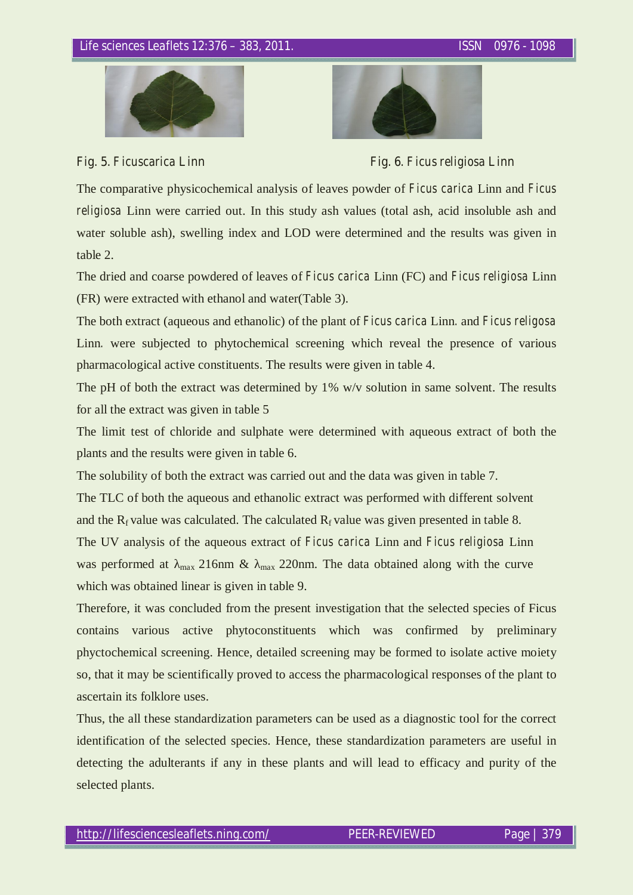Fig. 5. *Ficuscarica Linn*

Fig. 6. *Ficus religiosa Linn*

The comparative physicochemical analysis of leaves powder of *Ficus carica* Linn and *Ficus religiosa* Linn were carried out. In this study ash values (total ash, acid insoluble ash and water soluble ash), swelling index and LOD were determined and the results was given in table 2.

The dried and coarse powdered of leaves of *Ficus carica* Linn (FC) and *Ficus religiosa* Linn (FR) were extracted with ethanol and water(Table 3).

The both extract (aqueous and ethanolic) of the plant of *Ficus carica* Linn. and *Ficus religosa* Linn. were subjected to phytochemical screening which reveal the presence of various pharmacological active constituents. The results were given in table 4.

The pH of both the extract was determined by 1% w/v solution in same solvent. The results for all the extract was given in table 5

The limit test of chloride and sulphate were determined with aqueous extract of both the plants and the results were given in table 6.

The solubility of both the extract was carried out and the data was given in table 7.

The TLC of both the aqueous and ethanolic extract was performed with different solvent and the $R_f$ value was calculated. The calculated $R_f$ value was given presented in table 8.

The UV analysis of the aqueous extract of *Ficus carica* Linn and *Ficus religiosa* Linn was performed at $\lambda_{max}$ 216nm & $\lambda_{max}$ 220nm. The data obtained along with the curve which was obtained linear is given in table 9.

Therefore, it was concluded from the present investigation that the selected species of Ficus contains various active phytoconstituents which was confirmed by preliminary phyctochemical screening. Hence, detailed screening may be formed to isolate active moiety so, that it may be scientifically proved to access the pharmacological responses of the plant to ascertain its folklore uses.

Thus, the all these standardization parameters can be used as a diagnostic tool for the correct identification of the selected species. Hence, these standardization parameters are useful in detecting the adulterants if any in these plants and will lead to efficacy and purity of the selected plants.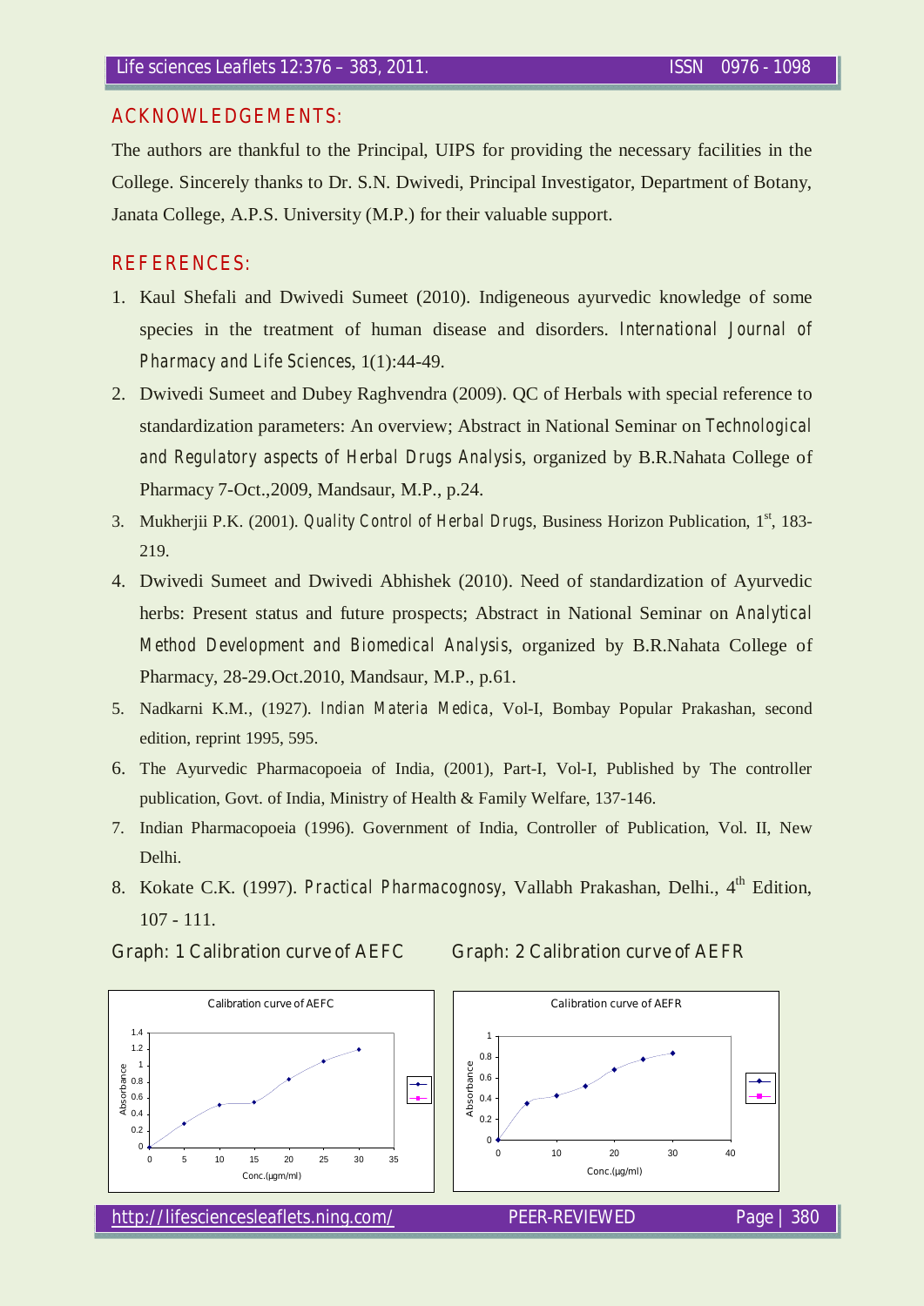## ACKNOWLEDGEMENTS:

The authors are thankful to the Principal, UIPS for providing the necessary facilities in the College. Sincerely thanks to Dr. S.N. Dwivedi, Principal Investigator, Department of Botany, Janata College, A.P.S. University (M.P.) for their valuable support.

## REFERENCES:

1. Kaul Shefali and Dwivedi Sumeet (2010). Indigeneous ayurvedic knowledge of some species in the treatment of human disease and disorders. *International Journal of Pharmacy and Life Sciences*, 1(1):44-49.
2. Dwivedi Sumeet and Dubey Raghvendra (2009). QC of Herbals with special reference to standardization parameters: An overview; Abstract in National Seminar on *Technological and Regulatory aspects of Herbal Drugs Analysis*, organized by B.R.Nahata College of Pharmacy 7-Oct.,2009, Mandsaur, M.P., p.24.
3. Mukherjii P.K. (2001). *Quality Control of Herbal Drugs*, Business Horizon Publication, 1st, 183-219.
4. Dwivedi Sumeet and Dwivedi Abhishek (2010). Need of standardization of Ayurvedic herbs: Present status and future prospects; Abstract in National Seminar on *Analytical Method Development and Biomedical Analysis*, organized by B.R.Nahata College of Pharmacy, 28-29.Oct.2010, Mandsaur, M.P., p.61.
5. Nadkarni K.M., (1927). *Indian Materia Medica*, Vol-I, Bombay Popular Prakashan, second edition, reprint 1995, 595.
6. The Ayurvedic Pharmacopoeia of India, (2001), Part-I, Vol-I, Published by The controller publication, Govt. of India, Ministry of Health & Family Welfare, 137-146.
7. Indian Pharmacopoeia (1996). Government of India, Controller of Publication, Vol. II, New Delhi.
8. Kokate C.K. (1997). *Practical Pharmacognosy*, Vallabh Prakashan, Delhi., 4th Edition, 107 - 111.

Graph: 1 Calibration curve of AEFC

Graph: 2 Calibration curve of AEFR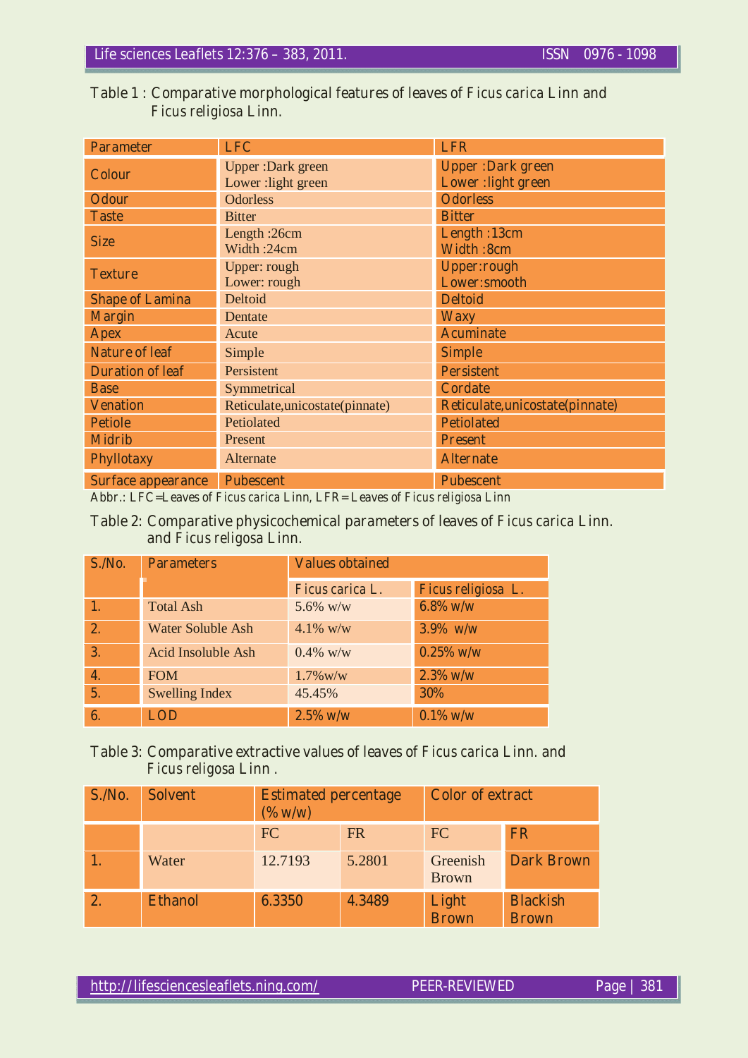Table 1 : Comparative morphological features of leaves of *Ficus carica* Linn and *Ficus religiosa* Linn.

| Parameter | LFC | LFR |
|---|---|---|
| Colour | Upper :Dark green<br>Lower :light green | Upper :Dark green<br>Lower :light green |
| Odour | Odorless | Odorless |
| Taste | Bitter | Bitter |
| Size | Length :26cm<br>Width :24cm | Length :13cm<br>Width :8cm |
| Texture | Upper: rough<br>Lower: rough | Upper:rough<br>Lower:smooth |
| Shape of Lamina | Deltoid | Deltoid |
| Margin | Dentate | Waxy |
| Apex | Acute | Acuminate |
| Nature of leaf | Simple | Simple |
| Duration of leaf | Persistent | Persistent |
| Base | Symmetrical | Cordate |
| Venation | Reticulate,unicostate(pinnate) | Reticulate,unicostate(pinnate) |
| Petiole | Petiolated | Petiolated |
| Midrib | Present | Present |
| Phyllotaxy | Alternate | Alternate |
| Surface appearance | Pubescent | Pubescent |

Abbr.: LFC=Leaves of *Ficus carica* Linn, LFR= Leaves of *Ficus religiosa* Linn

Table 2: Comparative physicochemical parameters of leaves of *Ficus carica* Linn. and *Ficus religosa* Linn.

| S./No. | Parameters | Values obtained | |
|---|---|---|---|
| | | *Ficus carica* L. | *Ficus religiosa* L. |
| 1. | Total Ash | 5.6% w/w | 6.8% w/w |
| 2. | Water Soluble Ash | 4.1% w/w | 3.9% w/w |
| 3. | Acid Insoluble Ash | 0.4% w/w | 0.25% w/w |
| 4. | FOM | 1.7%w/w | 2.3% w/w |
| 5. | Swelling Index | 45.45% | 30% |
| 6. | LOD | 2.5% w/w | 0.1% w/w |

Table 3: Comparative extractive values of leaves of *Ficus carica* Linn. and *Ficus religosa* Linn .

| S./No. | Solvent | Estimated percentage (% w/w) | | Color of extract | |
|---|---|---|---|---|---|
| | | FC | FR | FC | FR |
| 1. | Water | 12.7193 | 5.2801 | Greenish Brown | Dark Brown |
| 2. | Ethanol | 6.3350 | 4.3489 | Light Brown | Blackish Brown |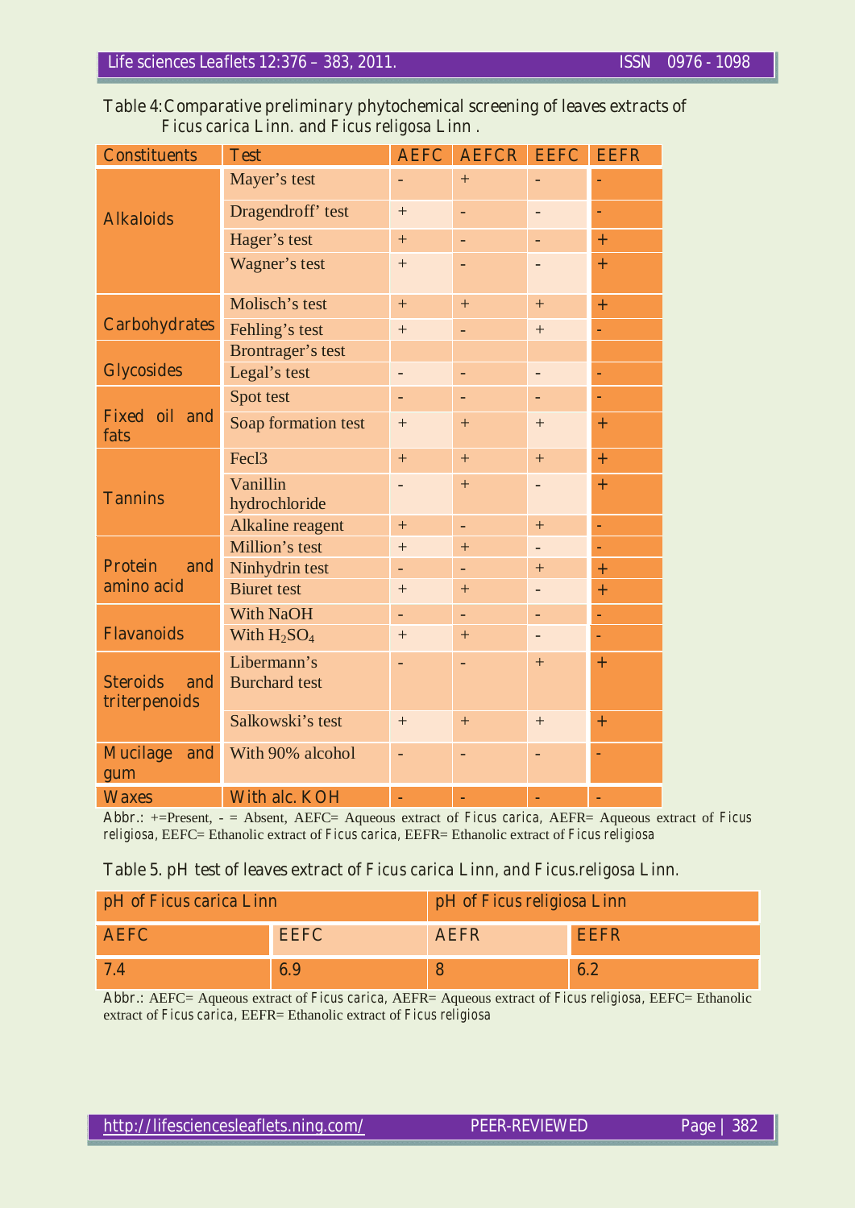Table 4: Comparative preliminary phytochemical screening of leaves extracts of *Ficus carica* Linn. and *Ficus religosa* Linn .

| Constituents | Test | AEFC | AEFCR | EEFC | EEFR |
|---|---|---|---|---|---|
| Alkaloids | Mayer's test | - | + | - | - |
| | Dragendroff' test | + | - | - | - |
| | Hager's test | + | - | - | + |
| | Wagner's test | + | - | - | + |
| Carbohydrates | Molisch's test | + | + | + | + |
| | Fehling's test | + | - | + | - |
| Glycosides | Brontrager's test | | | | |
| | Legal's test | - | - | - | - |
| Fixed oil and fats | Spot test | - | - | - | - |
| | Soap formation test | + | + | + | + |
| Tannins | Fecl3 | + | + | + | + |
| | Vanillin hydrochloride | - | + | - | + |
| | Alkaline reagent | + | - | + | - |
| Protein and amino acid | Million's test | + | + | - | - |
| | Ninhydrin test | - | - | + | + |
| | Biuret test | + | + | - | + |
| Flavanoids | With NaOH | - | - | - | - |
| | With $H_2SO_4$ | + | + | - | - |
| Steroids and triterpenoids | Libermann's Burchard test | - | - | + | + |
| | Salkowski's test | + | + | + | + |
| Mucilage and gum | With 90% alcohol | - | - | - | - |
| Waxes | With alc. KOH | - | - | - | - |

Abbr.: +=Present, - = Absent, AEFC= Aqueous extract of *Ficus carica*, AEFR= Aqueous extract of *Ficus religiosa*, EEFC= Ethanolic extract of *Ficus carica*, EEFR= Ethanolic extract of *Ficus religiosa*

Table 5. pH test of leaves extract of *Ficus carica* Linn, and *Ficus.religosa* Linn.

| pH of *Ficus carica* Linn | | pH of *Ficus religiosa* Linn | |
|---|---|---|---|
| AEFC | EEFC | AEFR | EEFR |
| 7.4 | 6.9 | 8 | 6.2 |

Abbr.: AEFC= Aqueous extract of *Ficus carica*, AEFR= Aqueous extract of *Ficus religiosa*, EEFC= Ethanolic extract of *Ficus carica*, EEFR= Ethanolic extract of *Ficus religiosa*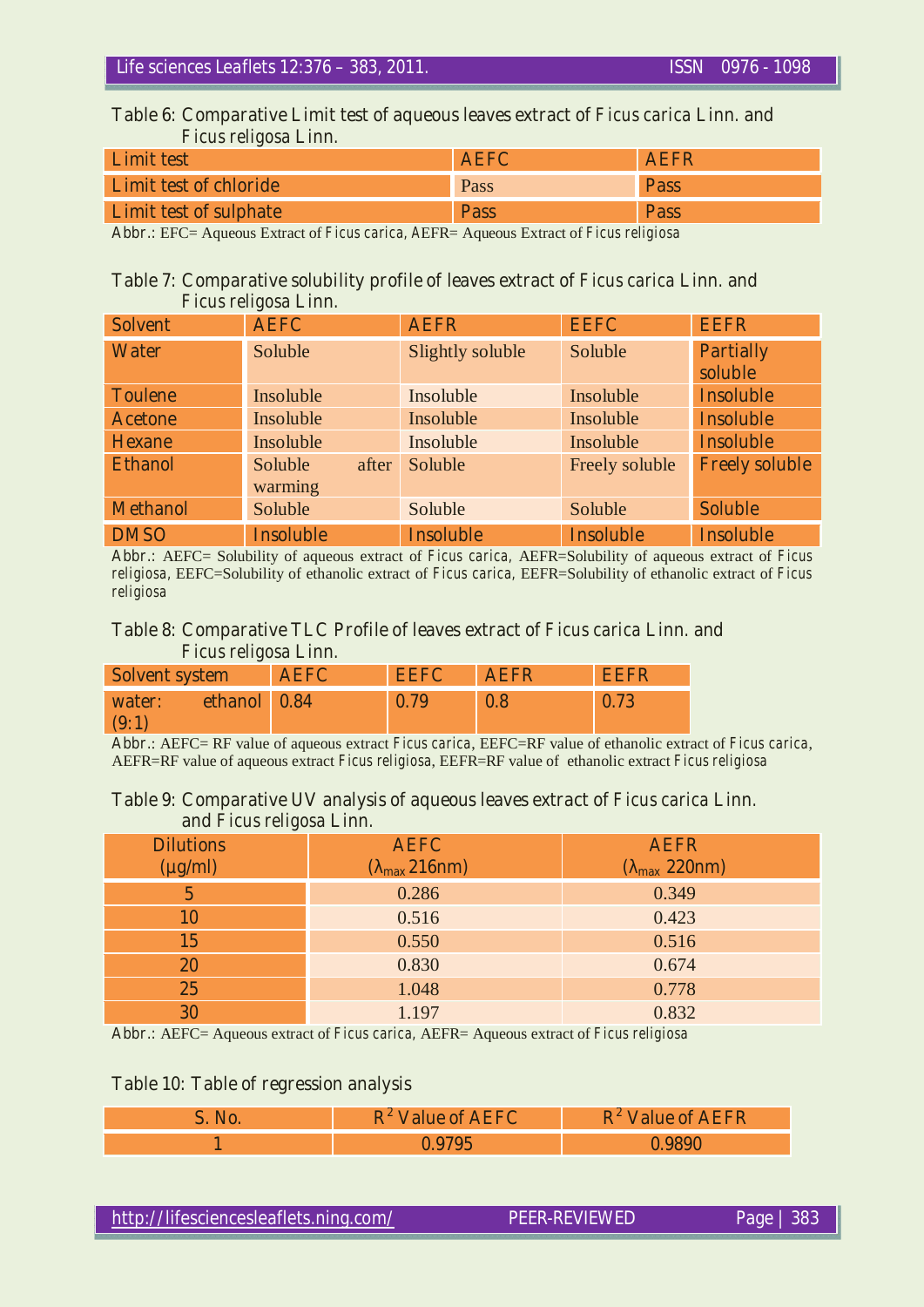Table 6: Comparative Limit test of aqueous leaves extract of *Ficus carica* Linn. and *Ficus religosa* Linn.

| Limit test | AEFC | AEFR |
|---|---|---|
| Limit test of chloride | Pass | Pass |
| Limit test of sulphate | Pass | Pass |

Abbr.: EFC= Aqueous Extract of *Ficus carica*, AEFR= Aqueous Extract of *Ficus religiosa*

Table 7: Comparative solubility profile of leaves extract of *Ficus carica* Linn. and *Ficus religosa* Linn.

| Solvent | AEFC | AEFR | EEFC | EEFR |
|---|---|---|---|---|
| Water | Soluble | Slightly soluble | Soluble | Partially soluble |
| Toulene | Insoluble | Insoluble | Insoluble | Insoluble |
| Acetone | Insoluble | Insoluble | Insoluble | Insoluble |
| Hexane | Insoluble | Insoluble | Insoluble | Insoluble |
| Ethanol | Soluble after warming | Soluble | Freely soluble | Freely soluble |
| Methanol | Soluble | Soluble | Soluble | Soluble |
| DMSO | Insoluble | Insoluble | Insoluble | Insoluble |

Abbr.: AEFC= Solubility of aqueous extract of *Ficus carica*, AEFR=Solubility of aqueous extract of *Ficus religiosa*, EEFC=Solubility of ethanolic extract of *Ficus carica*, EEFR=Solubility of ethanolic extract of *Ficus religiosa*

Table 8: Comparative TLC Profile of leaves extract of *Ficus carica* Linn. and *Ficus religosa* Linn.

| Solvent system | AEFC | EEFC | AEFR | EEFR |
|---|---|---|---|---|
| water: ethanol (9:1) | 0.84 | 0.79 | 0.8 | 0.73 |

Abbr.: AEFC= RF value of aqueous extract *Ficus carica*, EEFC=RF value of ethanolic extract of *Ficus carica*, AEFR=RF value of aqueous extract *Ficus religiosa*, EEFR=RF value of ethanolic extract *Ficus religiosa*

Table 9: Comparative UV analysis of aqueous leaves extract of *Ficus carica* Linn. and *Ficus religosa* Linn.

| Dilutions (µg/ml) | AEFC ($\lambda_{max}$ 216nm) | AEFR ($\lambda_{max}$ 220nm) |
|---|---|---|
| 5 | 0.286 | 0.349 |
| 10 | 0.516 | 0.423 |
| 15 | 0.550 | 0.516 |
| 20 | 0.830 | 0.674 |
| 25 | 1.048 | 0.778 |
| 30 | 1.197 | 0.832 |

Abbr.: AEFC= Aqueous extract of *Ficus carica*, AEFR= Aqueous extract of *Ficus religiosa*

Table 10: Table of regression analysis

| S. No. | $R^2$ Value of AEFC | $R^2$ Value of AEFR |
|---|---|---|
| 1 | 0.9795 | 0.9890 |